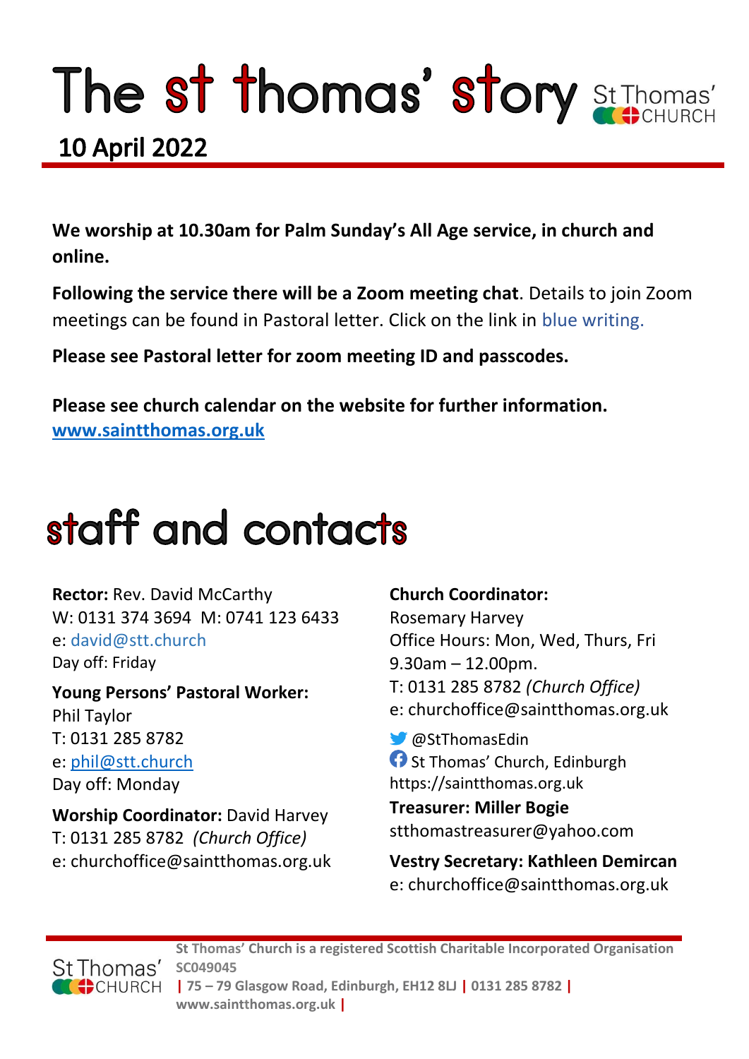# The st thomas' story

## 10 April 2022

**We worship at 10.30am for Palm Sunday's All Age service, in church and online.**

**Following the service there will be a Zoom meeting chat**. Details to join Zoom meetings can be found in Pastoral letter. Click on the link in blue writing.

**Please see Pastoral letter for zoom meeting ID and passcodes.**

**Please see church calendar on the website for further information.**
**www.saintthomas.org.uk**

# staff and contacts

**Rector:** Rev. David McCarthy
W: 0131 374 3694 M: 0741 123 6433
e: david@stt.church
Day off: Friday

**Young Persons' Pastoral Worker:**
Phil Taylor
T: 0131 285 8782
e: phil@stt.church
Day off: Monday

**Worship Coordinator:** David Harvey
T: 0131 285 8782 *(Church Office)*
e: churchoffice@saintthomas.org.uk

**Church Coordinator:**
Rosemary Harvey
Office Hours: Mon, Wed, Thurs, Fri
9.30am – 12.00pm.
T: 0131 285 8782 *(Church Office)*
e: churchoffice@saintthomas.org.uk

@StThomasEdin
St Thomas' Church, Edinburgh
https://saintthomas.org.uk

**Treasurer: Miller Bogie**
stthomastreasurer@yahoo.com

**Vestry Secretary: Kathleen Demircan**
e: churchoffice@saintthomas.org.uk

**St Thomas' Church is a registered Scottish Charitable Incorporated Organisation SC049045 | 75 – 79 Glasgow Road, Edinburgh, EH12 8LJ | 0131 285 8782 | www.saintthomas.org.uk |**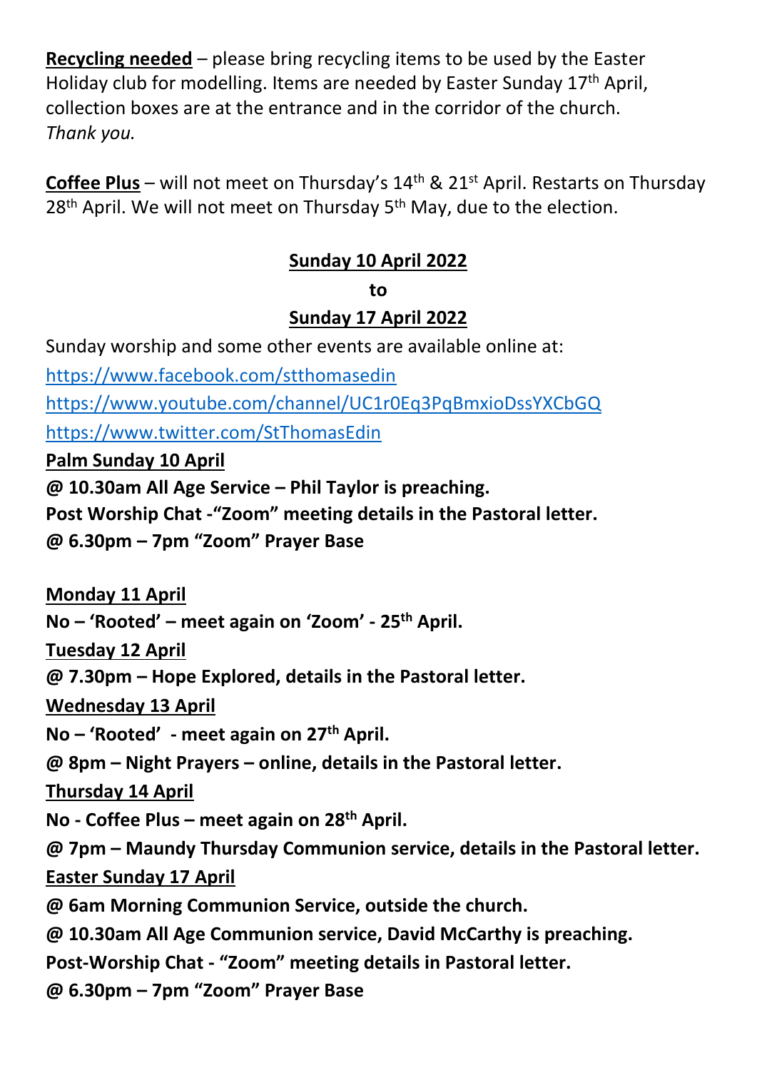**Recycling needed** – please bring recycling items to be used by the Easter Holiday club for modelling. Items are needed by Easter Sunday 17th April, collection boxes are at the entrance and in the corridor of the church. *Thank you.*

**Coffee Plus** – will not meet on Thursday's 14th & 21st April. Restarts on Thursday 28th April. We will not meet on Thursday 5th May, due to the election.

## Sunday 10 April 2022
## to
## Sunday 17 April 2022

Sunday worship and some other events are available online at:

https://www.facebook.com/stthomasedin

https://www.youtube.com/channel/UC1r0Eq3PqBmxioDssYXCbGQ

https://www.twitter.com/StThomasEdin

**Palm Sunday 10 April**

**@ 10.30am All Age Service – Phil Taylor is preaching.**

**Post Worship Chat -"Zoom" meeting details in the Pastoral letter.**

**@ 6.30pm – 7pm "Zoom" Prayer Base**

**Monday 11 April**

**No – 'Rooted' – meet again on 'Zoom' - 25th April.**

**Tuesday 12 April**

**@ 7.30pm – Hope Explored, details in the Pastoral letter.**

**Wednesday 13 April**

**No – 'Rooted' - meet again on 27th April.**

**@ 8pm – Night Prayers – online, details in the Pastoral letter.**

**Thursday 14 April**

**No - Coffee Plus – meet again on 28th April.**

**@ 7pm – Maundy Thursday Communion service, details in the Pastoral letter.**

**Easter Sunday 17 April**

**@ 6am Morning Communion Service, outside the church.**

**@ 10.30am All Age Communion service, David McCarthy is preaching.**

**Post-Worship Chat - "Zoom" meeting details in Pastoral letter.**

**@ 6.30pm – 7pm "Zoom" Prayer Base**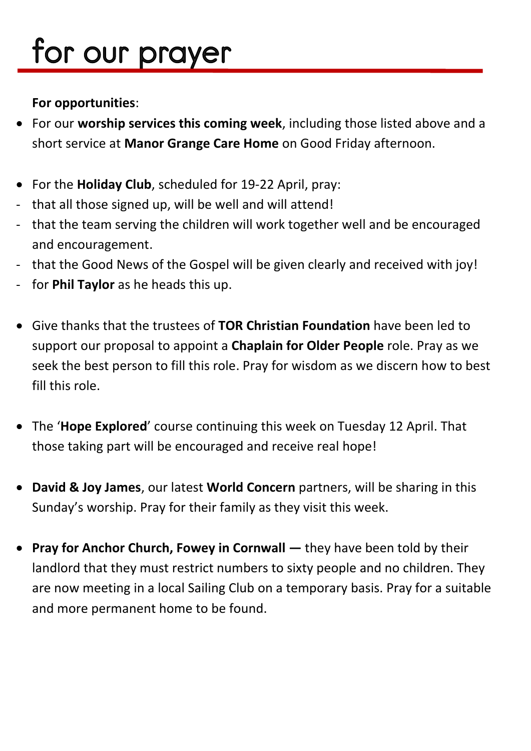# for our prayer

**For opportunities**:

- For our **worship services this coming week**, including those listed above and a short service at **Manor Grange Care Home** on Good Friday afternoon.

- For the **Holiday Club**, scheduled for 19-22 April, pray:

- that all those signed up, will be well and will attend!
- that the team serving the children will work together well and be encouraged and encouragement.
- that the Good News of the Gospel will be given clearly and received with joy!
- for **Phil Taylor** as he heads this up.

- Give thanks that the trustees of **TOR Christian Foundation** have been led to support our proposal to appoint a **Chaplain for Older People** role. Pray as we seek the best person to fill this role. Pray for wisdom as we discern how to best fill this role.

- The '**Hope Explored**' course continuing this week on Tuesday 12 April. That those taking part will be encouraged and receive real hope!

- **David & Joy James**, our latest **World Concern** partners, will be sharing in this Sunday's worship. Pray for their family as they visit this week.

- **Pray for Anchor Church, Fowey in Cornwall —** they have been told by their landlord that they must restrict numbers to sixty people and no children. They are now meeting in a local Sailing Club on a temporary basis. Pray for a suitable and more permanent home to be found.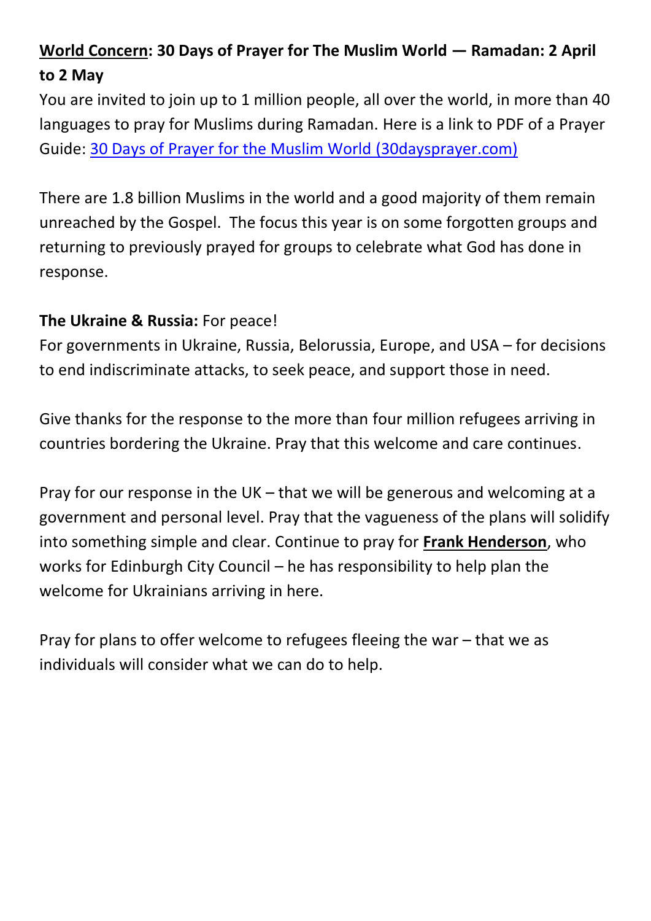**<u>World Concern</u>: 30 Days of Prayer for The Muslim World — Ramadan: 2 April to 2 May**

You are invited to join up to 1 million people, all over the world, in more than 40 languages to pray for Muslims during Ramadan. Here is a link to PDF of a Prayer Guide: [30 Days of Prayer for the Muslim World (30daysprayer.com)](30daysprayer.com)

There are 1.8 billion Muslims in the world and a good majority of them remain unreached by the Gospel. The focus this year is on some forgotten groups and returning to previously prayed for groups to celebrate what God has done in response.

**The Ukraine & Russia:** For peace!

For governments in Ukraine, Russia, Belorussia, Europe, and USA – for decisions to end indiscriminate attacks, to seek peace, and support those in need.

Give thanks for the response to the more than four million refugees arriving in countries bordering the Ukraine. Pray that this welcome and care continues.

Pray for our response in the UK – that we will be generous and welcoming at a government and personal level. Pray that the vagueness of the plans will solidify into something simple and clear. Continue to pray for **<u>Frank Henderson</u>**, who works for Edinburgh City Council – he has responsibility to help plan the welcome for Ukrainians arriving in here.

Pray for plans to offer welcome to refugees fleeing the war – that we as individuals will consider what we can do to help.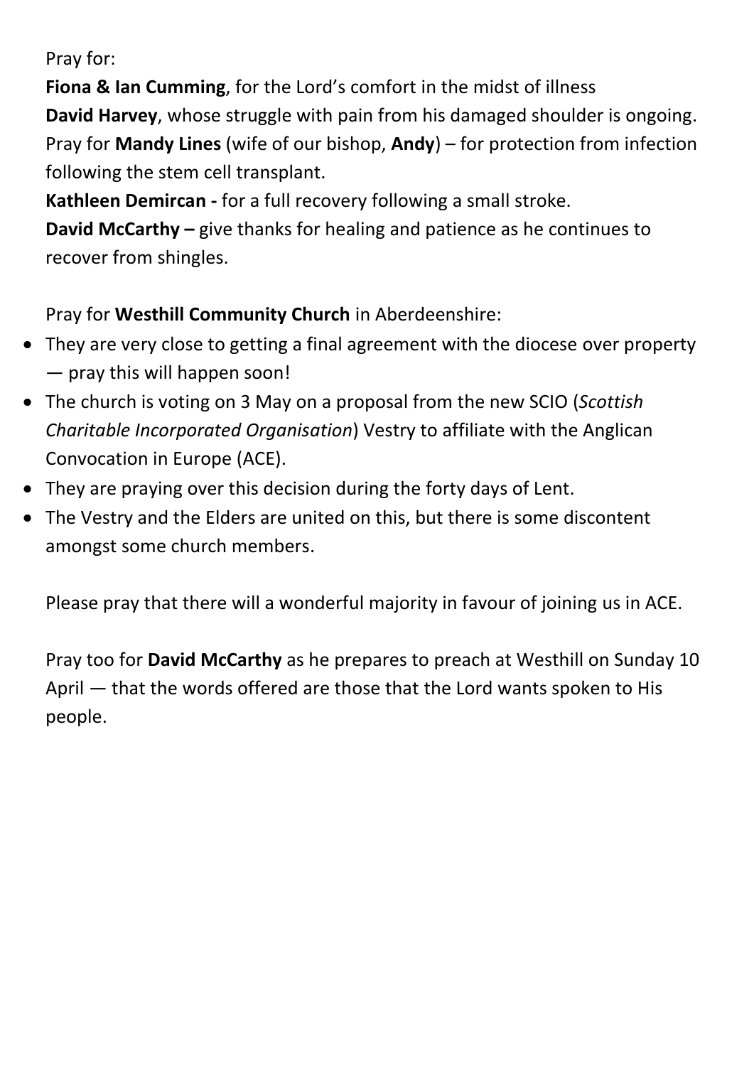Pray for:

**Fiona & Ian Cumming**, for the Lord's comfort in the midst of illness

**David Harvey**, whose struggle with pain from his damaged shoulder is ongoing.

Pray for **Mandy Lines** (wife of our bishop, **Andy**) – for protection from infection following the stem cell transplant.

**Kathleen Demircan -** for a full recovery following a small stroke.

**David McCarthy –** give thanks for healing and patience as he continues to recover from shingles.

Pray for **Westhill Community Church** in Aberdeenshire:

- They are very close to getting a final agreement with the diocese over property — pray this will happen soon!
- The church is voting on 3 May on a proposal from the new SCIO (*Scottish Charitable Incorporated Organisation*) Vestry to affiliate with the Anglican Convocation in Europe (ACE).
- They are praying over this decision during the forty days of Lent.
- The Vestry and the Elders are united on this, but there is some discontent amongst some church members.

Please pray that there will a wonderful majority in favour of joining us in ACE.

Pray too for **David McCarthy** as he prepares to preach at Westhill on Sunday 10 April — that the words offered are those that the Lord wants spoken to His people.